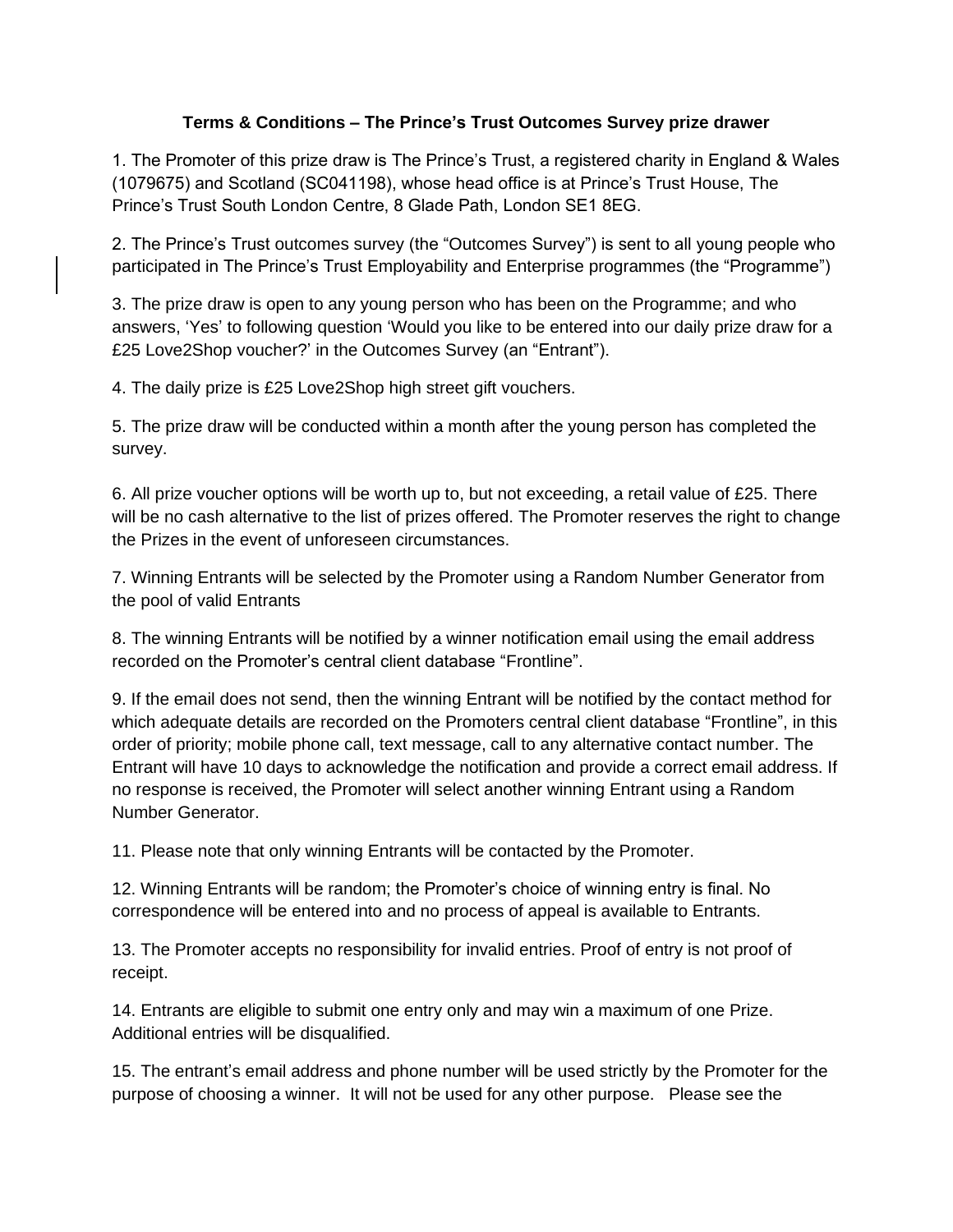**Terms & Conditions – The Prince's Trust Outcomes Survey prize drawer**

1. The Promoter of this prize draw is The Prince's Trust, a registered charity in England & Wales (1079675) and Scotland (SC041198), whose head office is at Prince's Trust House, The Prince's Trust South London Centre, 8 Glade Path, London SE1 8EG.

2. The Prince's Trust outcomes survey (the "Outcomes Survey") is sent to all young people who participated in The Prince's Trust Employability and Enterprise programmes (the "Programme")

3. The prize draw is open to any young person who has been on the Programme; and who answers, 'Yes' to following question 'Would you like to be entered into our daily prize draw for a £25 Love2Shop voucher?' in the Outcomes Survey (an "Entrant").

4. The daily prize is £25 Love2Shop high street gift vouchers.

5. The prize draw will be conducted within a month after the young person has completed the survey.

6. All prize voucher options will be worth up to, but not exceeding, a retail value of £25. There will be no cash alternative to the list of prizes offered. The Promoter reserves the right to change the Prizes in the event of unforeseen circumstances.

7. Winning Entrants will be selected by the Promoter using a Random Number Generator from the pool of valid Entrants

8. The winning Entrants will be notified by a winner notification email using the email address recorded on the Promoter's central client database "Frontline".

9. If the email does not send, then the winning Entrant will be notified by the contact method for which adequate details are recorded on the Promoters central client database "Frontline", in this order of priority; mobile phone call, text message, call to any alternative contact number. The Entrant will have 10 days to acknowledge the notification and provide a correct email address. If no response is received, the Promoter will select another winning Entrant using a Random Number Generator.

11. Please note that only winning Entrants will be contacted by the Promoter.

12. Winning Entrants will be random; the Promoter's choice of winning entry is final. No correspondence will be entered into and no process of appeal is available to Entrants.

13. The Promoter accepts no responsibility for invalid entries. Proof of entry is not proof of receipt.

14. Entrants are eligible to submit one entry only and may win a maximum of one Prize. Additional entries will be disqualified.

15. The entrant's email address and phone number will be used strictly by the Promoter for the purpose of choosing a winner. It will not be used for any other purpose. Please see the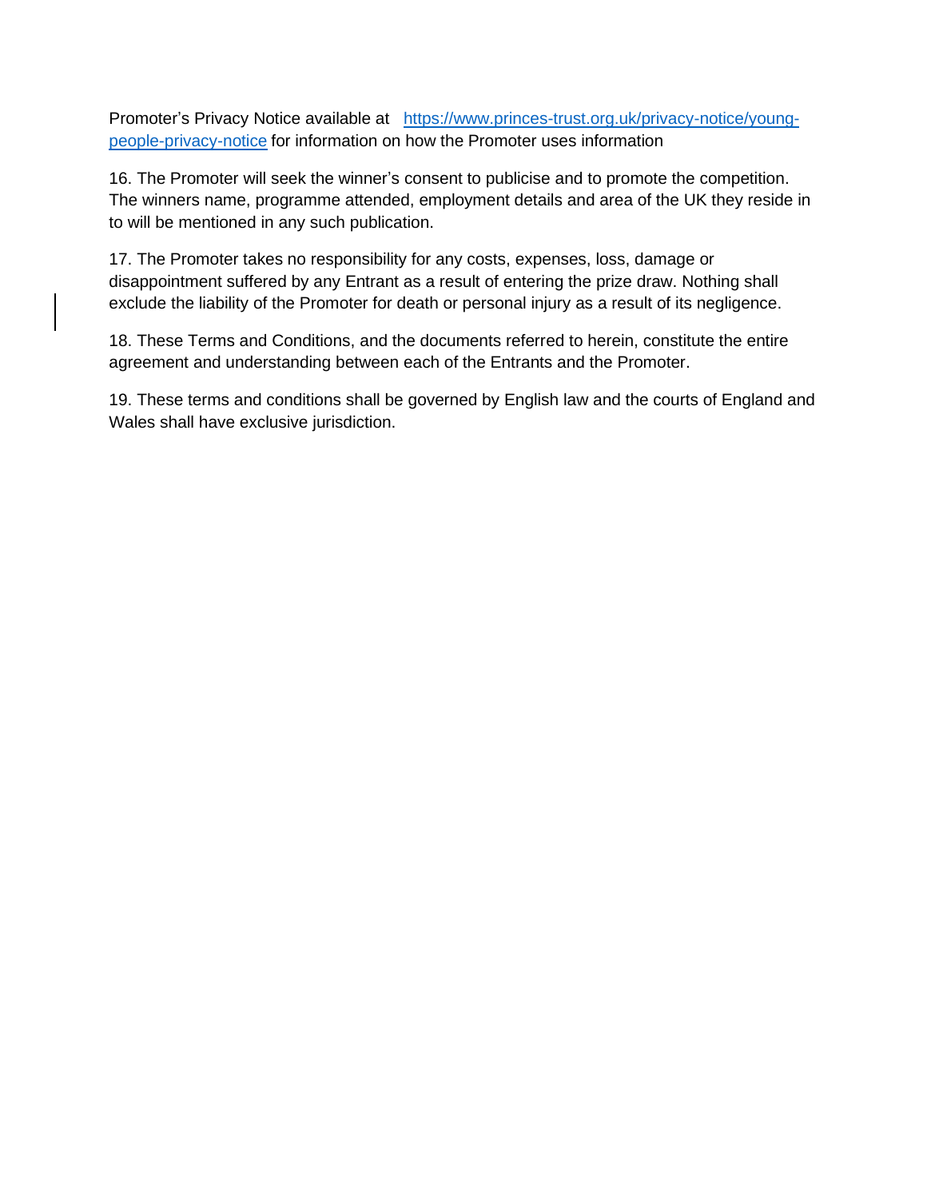Promoter's Privacy Notice available at [https://www.princes-trust.org.uk/privacy-notice/young-people-privacy-notice](https://www.princes-trust.org.uk/privacy-notice/young-people-privacy-notice) for information on how the Promoter uses information

16. The Promoter will seek the winner's consent to publicise and to promote the competition. The winners name, programme attended, employment details and area of the UK they reside in to will be mentioned in any such publication.

17. The Promoter takes no responsibility for any costs, expenses, loss, damage or disappointment suffered by any Entrant as a result of entering the prize draw. Nothing shall exclude the liability of the Promoter for death or personal injury as a result of its negligence.

18. These Terms and Conditions, and the documents referred to herein, constitute the entire agreement and understanding between each of the Entrants and the Promoter.

19. These terms and conditions shall be governed by English law and the courts of England and Wales shall have exclusive jurisdiction.